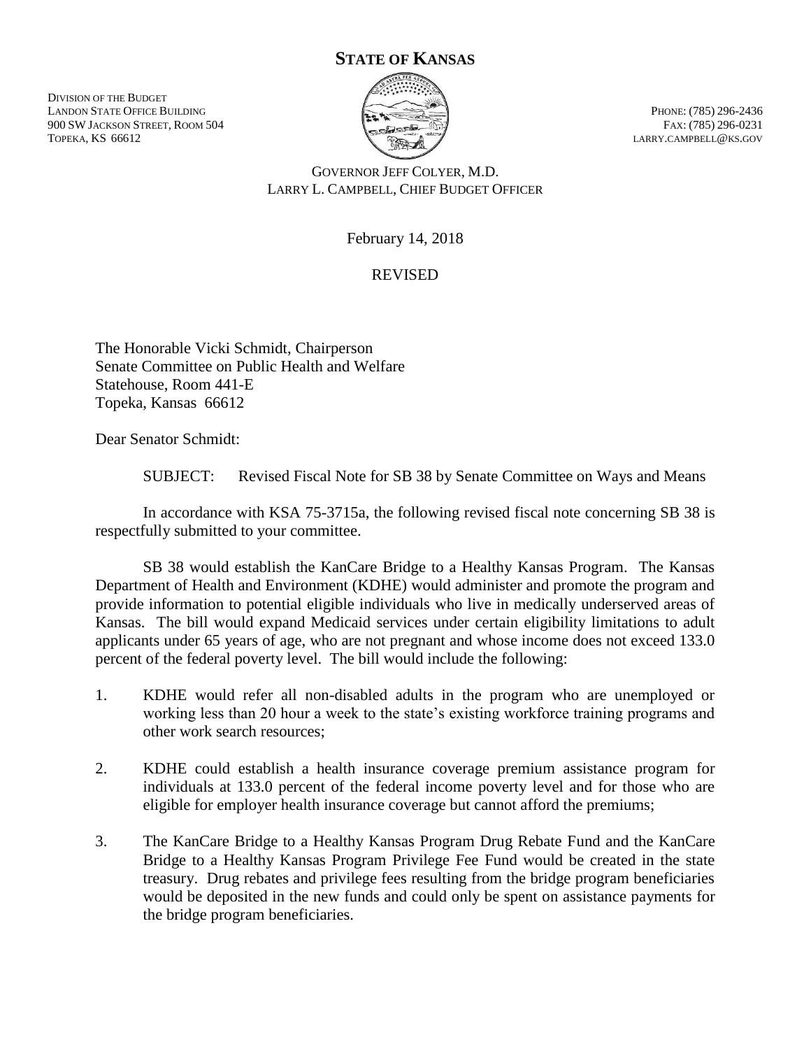# STATE OF KANSAS

DIVISION OF THE BUDGET
LANDON STATE OFFICE BUILDING
900 SW JACKSON STREET, ROOM 504
TOPEKA, KS 66612

PHONE: (785) 296-2436
FAX: (785) 296-0231
LARRY.CAMPBELL@KS.GOV

GOVERNOR JEFF COLYER, M.D.
LARRY L. CAMPBELL, CHIEF BUDGET OFFICER

February 14, 2018

REVISED

The Honorable Vicki Schmidt, Chairperson
Senate Committee on Public Health and Welfare
Statehouse, Room 441-E
Topeka, Kansas 66612

Dear Senator Schmidt:

SUBJECT: Revised Fiscal Note for SB 38 by Senate Committee on Ways and Means

In accordance with KSA 75-3715a, the following revised fiscal note concerning SB 38 is respectfully submitted to your committee.

SB 38 would establish the KanCare Bridge to a Healthy Kansas Program. The Kansas Department of Health and Environment (KDHE) would administer and promote the program and provide information to potential eligible individuals who live in medically underserved areas of Kansas. The bill would expand Medicaid services under certain eligibility limitations to adult applicants under 65 years of age, who are not pregnant and whose income does not exceed 133.0 percent of the federal poverty level. The bill would include the following:

1. KDHE would refer all non-disabled adults in the program who are unemployed or working less than 20 hour a week to the state's existing workforce training programs and other work search resources;

2. KDHE could establish a health insurance coverage premium assistance program for individuals at 133.0 percent of the federal income poverty level and for those who are eligible for employer health insurance coverage but cannot afford the premiums;

3. The KanCare Bridge to a Healthy Kansas Program Drug Rebate Fund and the KanCare Bridge to a Healthy Kansas Program Privilege Fee Fund would be created in the state treasury. Drug rebates and privilege fees resulting from the bridge program beneficiaries would be deposited in the new funds and could only be spent on assistance payments for the bridge program beneficiaries.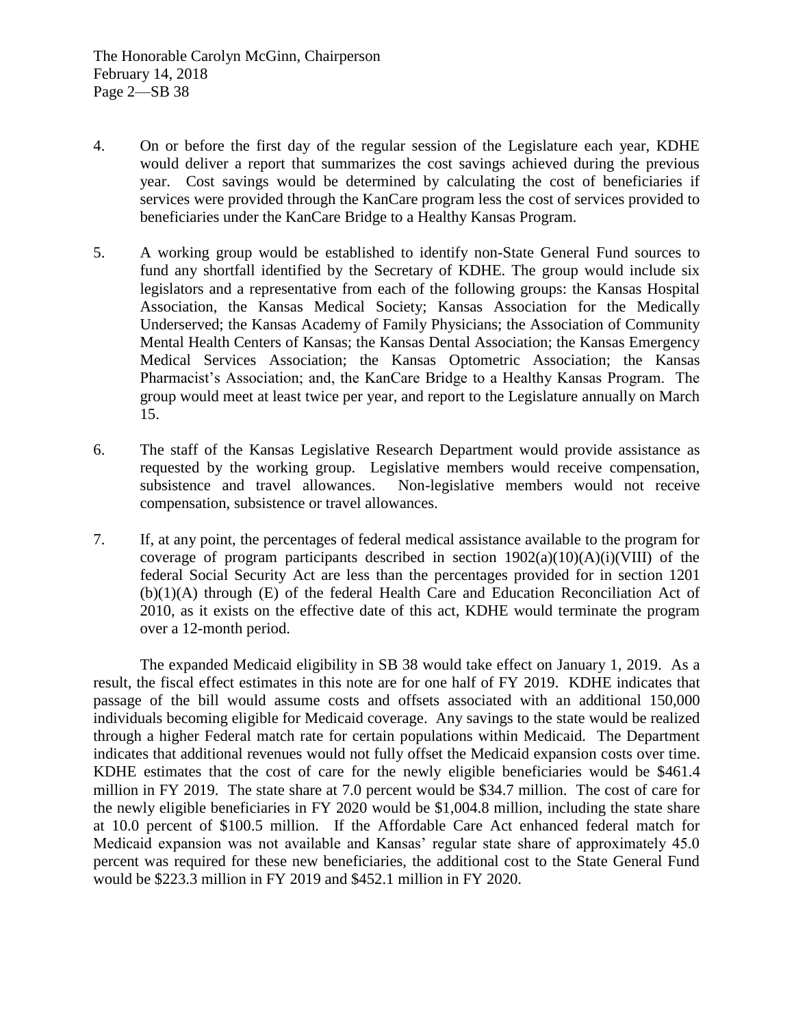4. On or before the first day of the regular session of the Legislature each year, KDHE would deliver a report that summarizes the cost savings achieved during the previous year. Cost savings would be determined by calculating the cost of beneficiaries if services were provided through the KanCare program less the cost of services provided to beneficiaries under the KanCare Bridge to a Healthy Kansas Program.

5. A working group would be established to identify non-State General Fund sources to fund any shortfall identified by the Secretary of KDHE. The group would include six legislators and a representative from each of the following groups: the Kansas Hospital Association, the Kansas Medical Society; Kansas Association for the Medically Underserved; the Kansas Academy of Family Physicians; the Association of Community Mental Health Centers of Kansas; the Kansas Dental Association; the Kansas Emergency Medical Services Association; the Kansas Optometric Association; the Kansas Pharmacist's Association; and, the KanCare Bridge to a Healthy Kansas Program. The group would meet at least twice per year, and report to the Legislature annually on March 15.

6. The staff of the Kansas Legislative Research Department would provide assistance as requested by the working group. Legislative members would receive compensation, subsistence and travel allowances. Non-legislative members would not receive compensation, subsistence or travel allowances.

7. If, at any point, the percentages of federal medical assistance available to the program for coverage of program participants described in section 1902(a)(10)(A)(i)(VIII) of the federal Social Security Act are less than the percentages provided for in section 1201 (b)(1)(A) through (E) of the federal Health Care and Education Reconciliation Act of 2010, as it exists on the effective date of this act, KDHE would terminate the program over a 12-month period.

The expanded Medicaid eligibility in SB 38 would take effect on January 1, 2019. As a result, the fiscal effect estimates in this note are for one half of FY 2019. KDHE indicates that passage of the bill would assume costs and offsets associated with an additional 150,000 individuals becoming eligible for Medicaid coverage. Any savings to the state would be realized through a higher Federal match rate for certain populations within Medicaid. The Department indicates that additional revenues would not fully offset the Medicaid expansion costs over time. KDHE estimates that the cost of care for the newly eligible beneficiaries would be $461.4 million in FY 2019. The state share at 7.0 percent would be $34.7 million. The cost of care for the newly eligible beneficiaries in FY 2020 would be $1,004.8 million, including the state share at 10.0 percent of $100.5 million. If the Affordable Care Act enhanced federal match for Medicaid expansion was not available and Kansas' regular state share of approximately 45.0 percent was required for these new beneficiaries, the additional cost to the State General Fund would be $223.3 million in FY 2019 and $452.1 million in FY 2020.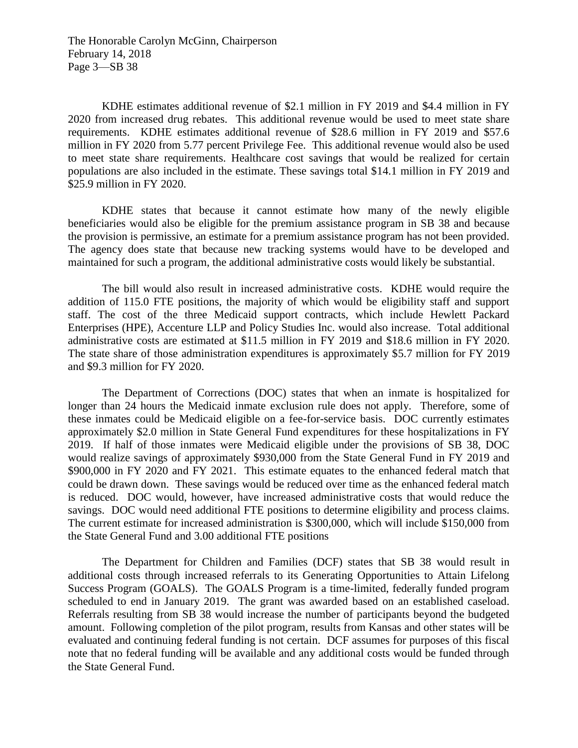KDHE estimates additional revenue of $2.1 million in FY 2019 and $4.4 million in FY 2020 from increased drug rebates. This additional revenue would be used to meet state share requirements. KDHE estimates additional revenue of $28.6 million in FY 2019 and $57.6 million in FY 2020 from 5.77 percent Privilege Fee. This additional revenue would also be used to meet state share requirements. Healthcare cost savings that would be realized for certain populations are also included in the estimate. These savings total $14.1 million in FY 2019 and $25.9 million in FY 2020.

KDHE states that because it cannot estimate how many of the newly eligible beneficiaries would also be eligible for the premium assistance program in SB 38 and because the provision is permissive, an estimate for a premium assistance program has not been provided. The agency does state that because new tracking systems would have to be developed and maintained for such a program, the additional administrative costs would likely be substantial.

The bill would also result in increased administrative costs. KDHE would require the addition of 115.0 FTE positions, the majority of which would be eligibility staff and support staff. The cost of the three Medicaid support contracts, which include Hewlett Packard Enterprises (HPE), Accenture LLP and Policy Studies Inc. would also increase. Total additional administrative costs are estimated at $11.5 million in FY 2019 and $18.6 million in FY 2020. The state share of those administration expenditures is approximately $5.7 million for FY 2019 and $9.3 million for FY 2020.

The Department of Corrections (DOC) states that when an inmate is hospitalized for longer than 24 hours the Medicaid inmate exclusion rule does not apply. Therefore, some of these inmates could be Medicaid eligible on a fee-for-service basis. DOC currently estimates approximately $2.0 million in State General Fund expenditures for these hospitalizations in FY 2019. If half of those inmates were Medicaid eligible under the provisions of SB 38, DOC would realize savings of approximately $930,000 from the State General Fund in FY 2019 and $900,000 in FY 2020 and FY 2021. This estimate equates to the enhanced federal match that could be drawn down. These savings would be reduced over time as the enhanced federal match is reduced. DOC would, however, have increased administrative costs that would reduce the savings. DOC would need additional FTE positions to determine eligibility and process claims. The current estimate for increased administration is $300,000, which will include $150,000 from the State General Fund and 3.00 additional FTE positions

The Department for Children and Families (DCF) states that SB 38 would result in additional costs through increased referrals to its Generating Opportunities to Attain Lifelong Success Program (GOALS). The GOALS Program is a time-limited, federally funded program scheduled to end in January 2019. The grant was awarded based on an established caseload. Referrals resulting from SB 38 would increase the number of participants beyond the budgeted amount. Following completion of the pilot program, results from Kansas and other states will be evaluated and continuing federal funding is not certain. DCF assumes for purposes of this fiscal note that no federal funding will be available and any additional costs would be funded through the State General Fund.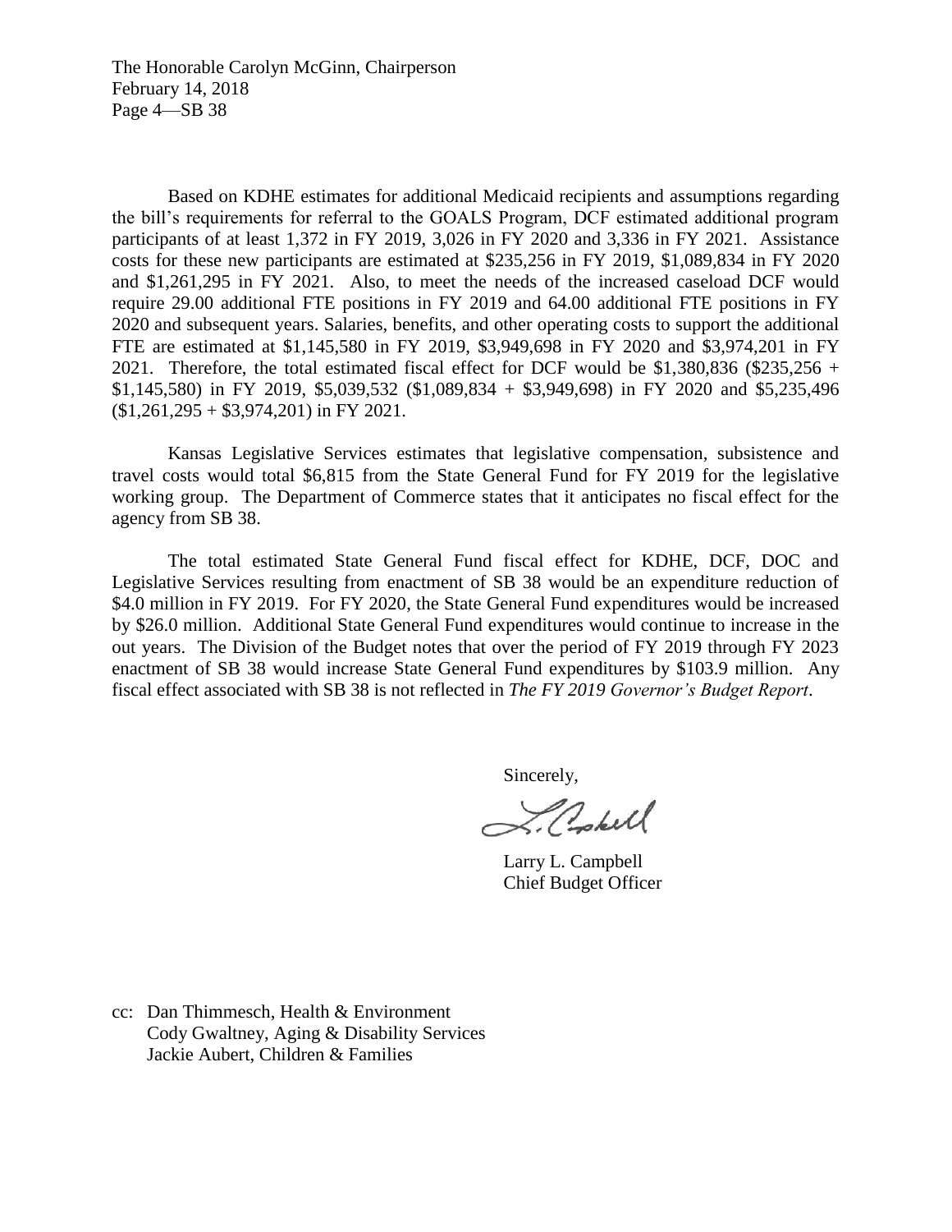Based on KDHE estimates for additional Medicaid recipients and assumptions regarding the bill's requirements for referral to the GOALS Program, DCF estimated additional program participants of at least 1,372 in FY 2019, 3,026 in FY 2020 and 3,336 in FY 2021. Assistance costs for these new participants are estimated at $235,256 in FY 2019, $1,089,834 in FY 2020 and $1,261,295 in FY 2021. Also, to meet the needs of the increased caseload DCF would require 29.00 additional FTE positions in FY 2019 and 64.00 additional FTE positions in FY 2020 and subsequent years. Salaries, benefits, and other operating costs to support the additional FTE are estimated at $1,145,580 in FY 2019, $3,949,698 in FY 2020 and $3,974,201 in FY 2021. Therefore, the total estimated fiscal effect for DCF would be $1,380,836 ($235,256 + $1,145,580) in FY 2019, $5,039,532 ($1,089,834 + $3,949,698) in FY 2020 and $5,235,496 ($1,261,295 + $3,974,201) in FY 2021.

Kansas Legislative Services estimates that legislative compensation, subsistence and travel costs would total $6,815 from the State General Fund for FY 2019 for the legislative working group. The Department of Commerce states that it anticipates no fiscal effect for the agency from SB 38.

The total estimated State General Fund fiscal effect for KDHE, DCF, DOC and Legislative Services resulting from enactment of SB 38 would be an expenditure reduction of $4.0 million in FY 2019. For FY 2020, the State General Fund expenditures would be increased by $26.0 million. Additional State General Fund expenditures would continue to increase in the out years. The Division of the Budget notes that over the period of FY 2019 through FY 2023 enactment of SB 38 would increase State General Fund expenditures by $103.9 million. Any fiscal effect associated with SB 38 is not reflected in *The FY 2019 Governor's Budget Report*.

Sincerely,

Larry L. Campbell
Chief Budget Officer

cc: Dan Thimmesch, Health & Environment
Cody Gwaltney, Aging & Disability Services
Jackie Aubert, Children & Families